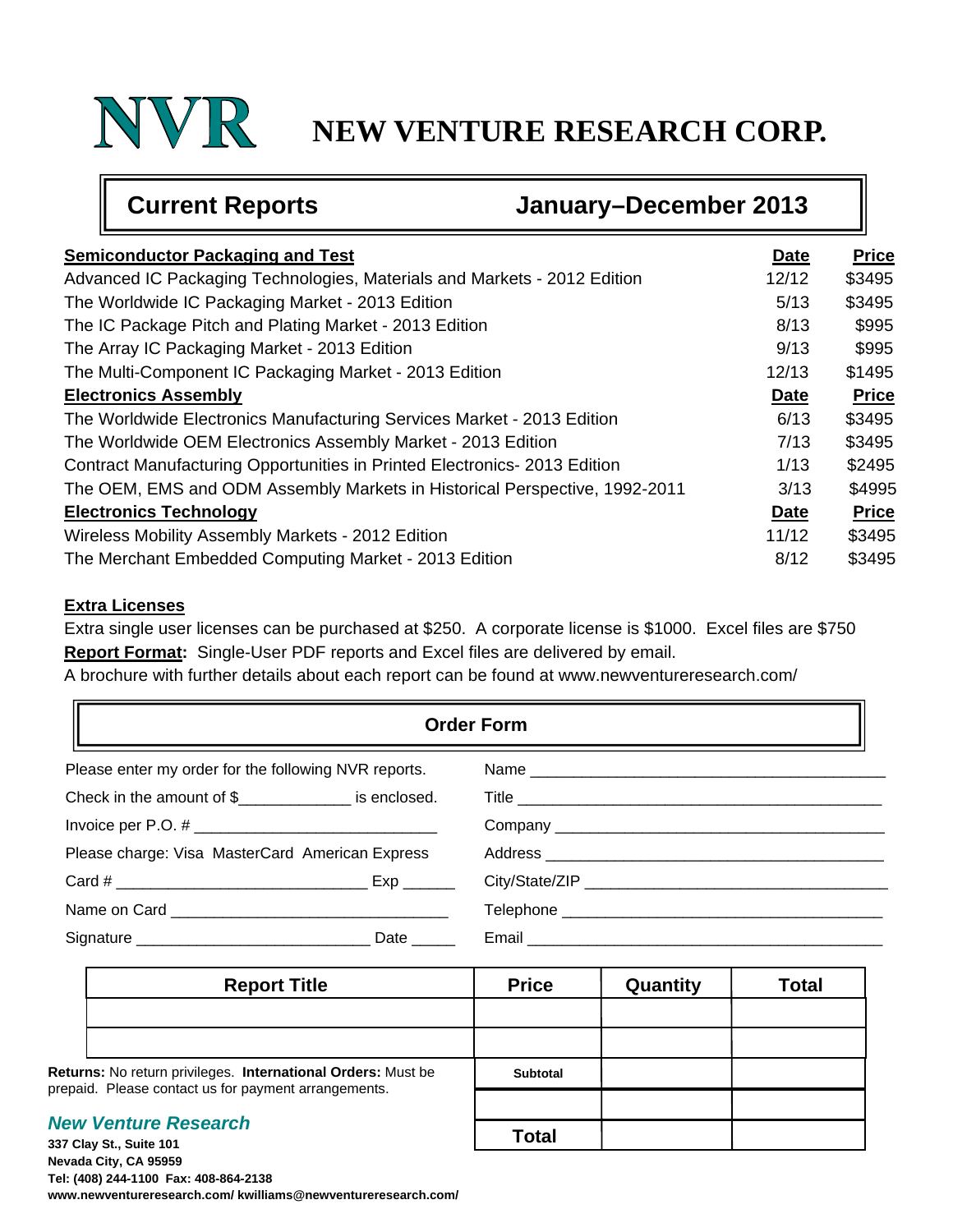# NVR NEW VENTURE RESEARCH CORP.

## Current Reports — January–December 2013

| Semiconductor Packaging and Test | Date | Price |
|---|---|---|
| Advanced IC Packaging Technologies, Materials and Markets - 2012 Edition | 12/12 | $3495 |
| The Worldwide IC Packaging Market - 2013 Edition | 5/13 | $3495 |
| The IC Package Pitch and Plating Market - 2013 Edition | 8/13 | $995 |
| The Array IC Packaging Market - 2013 Edition | 9/13 | $995 |
| The Multi-Component IC Packaging Market - 2013 Edition | 12/13 | $1495 |
| **Electronics Assembly** | **Date** | **Price** |
| The Worldwide Electronics Manufacturing Services Market - 2013 Edition | 6/13 | $3495 |
| The Worldwide OEM Electronics Assembly Market - 2013 Edition | 7/13 | $3495 |
| Contract Manufacturing Opportunities in Printed Electronics- 2013 Edition | 1/13 | $2495 |
| The OEM, EMS and ODM Assembly Markets in Historical Perspective, 1992-2011 | 3/13 | $4995 |
| **Electronics Technology** | **Date** | **Price** |
| Wireless Mobility Assembly Markets - 2012 Edition | 11/12 | $3495 |
| The Merchant Embedded Computing Market - 2013 Edition | 8/12 | $3495 |

**Extra Licenses**

Extra single user licenses can be purchased at $250. A corporate license is $1000. Excel files are $750

**Report Format:** Single-User PDF reports and Excel files are delivered by email.

A brochure with further details about each report can be found at www.newventureresearch.com/

## Order Form

Please enter my order for the following NVR reports.

Check in the amount of $_____________ is enclosed.

Invoice per P.O. # ____________________________

Please charge: Visa MasterCard American Express

Card # _____________________________ Exp ______

Name on Card _______________________________

Signature __________________________ Date _____

Name ________________________________________

Title _________________________________________

Company ______________________________________

Address _______________________________________

City/State/ZIP ___________________________________

Telephone _____________________________________

Email ________________________________________

| Report Title | Price | Quantity | Total |
|---|---|---|---|
| | | | |
| | | | |
| | Subtotal | | |
| | | | |
| | Total | | |

**Returns:** No return privileges. **International Orders:** Must be prepaid. Please contact us for payment arrangements.

*New Venture Research*

**337 Clay St., Suite 101**
**Nevada City, CA 95959**
**Tel: (408) 244-1100 Fax: 408-864-2138**
**www.newventureresearch.com/ kwilliams@newventureresearch.com/**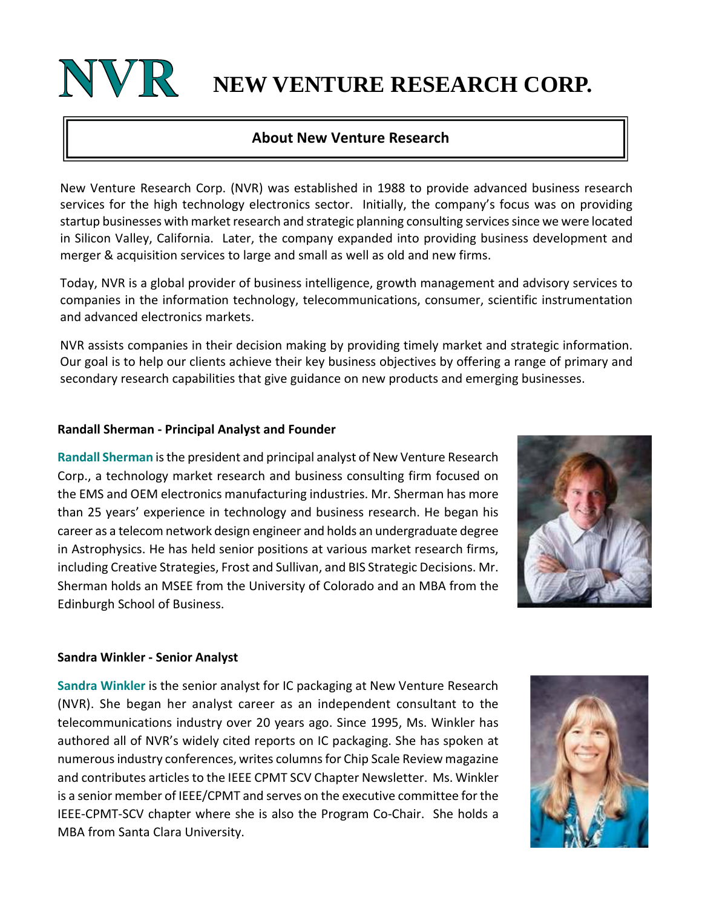# NVR NEW VENTURE RESEARCH CORP.

## About New Venture Research

New Venture Research Corp. (NVR) was established in 1988 to provide advanced business research services for the high technology electronics sector. Initially, the company's focus was on providing startup businesses with market research and strategic planning consulting services since we were located in Silicon Valley, California. Later, the company expanded into providing business development and merger & acquisition services to large and small as well as old and new firms.

Today, NVR is a global provider of business intelligence, growth management and advisory services to companies in the information technology, telecommunications, consumer, scientific instrumentation and advanced electronics markets.

NVR assists companies in their decision making by providing timely market and strategic information. Our goal is to help our clients achieve their key business objectives by offering a range of primary and secondary research capabilities that give guidance on new products and emerging businesses.

### Randall Sherman - Principal Analyst and Founder

**Randall Sherman** is the president and principal analyst of New Venture Research Corp., a technology market research and business consulting firm focused on the EMS and OEM electronics manufacturing industries. Mr. Sherman has more than 25 years' experience in technology and business research. He began his career as a telecom network design engineer and holds an undergraduate degree in Astrophysics. He has held senior positions at various market research firms, including Creative Strategies, Frost and Sullivan, and BIS Strategic Decisions. Mr. Sherman holds an MSEE from the University of Colorado and an MBA from the Edinburgh School of Business.

### Sandra Winkler - Senior Analyst

**Sandra Winkler** is the senior analyst for IC packaging at New Venture Research (NVR). She began her analyst career as an independent consultant to the telecommunications industry over 20 years ago. Since 1995, Ms. Winkler has authored all of NVR's widely cited reports on IC packaging. She has spoken at numerous industry conferences, writes columns for Chip Scale Review magazine and contributes articles to the IEEE CPMT SCV Chapter Newsletter. Ms. Winkler is a senior member of IEEE/CPMT and serves on the executive committee for the IEEE-CPMT-SCV chapter where she is also the Program Co-Chair. She holds a MBA from Santa Clara University.